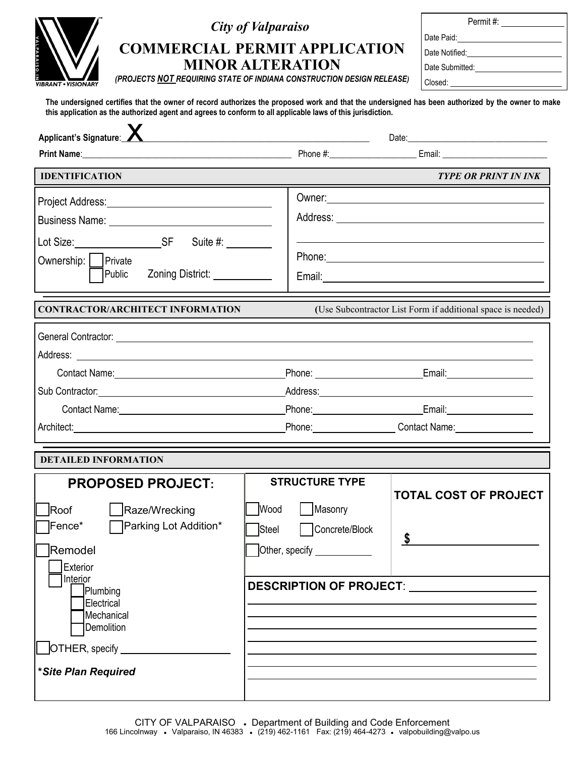# City of Valparaiso

## COMMERCIAL PERMIT APPLICATION MINOR ALTERATION

***(PROJECTS NOT REQUIRING STATE OF INDIANA CONSTRUCTION DESIGN RELEASE)***

Permit #: ____________
Date Paid: ____________
Date Notified: ____________
Date Submitted: ____________
Closed: ____________

**The undersigned certifies that the owner of record authorizes the proposed work and that the undersigned has been authorized by the owner to make this application as the authorized agent and agrees to conform to all applicable laws of this jurisdiction.**

**Applicant's Signature**: X ______________________________ Date: ____________

**Print Name**: ______________________________ Phone #: ____________ Email: ____________

## IDENTIFICATION

***TYPE OR PRINT IN INK***

Project Address: ______________________________

Business Name: ______________________________

Lot Size: ____________ SF Suite #: ________

Ownership: ☐ Private ☐ Public Zoning District: ________

Owner: ______________________________

Address: ______________________________

______________________________

Phone: ______________________________

Email: ______________________________

## CONTRACTOR/ARCHITECT INFORMATION

(Use Subcontractor List Form if additional space is needed)

General Contractor: ______________________________

Address: ______________________________

Contact Name: ____________ Phone: ____________ Email: ____________

Sub Contractor: ____________ Address: ____________

Contact Name: ____________ Phone: ____________ Email: ____________

Architect: ____________ Phone: ____________ Contact Name: ____________

## DETAILED INFORMATION

### PROPOSED PROJECT:

☐ Roof ☐ Raze/Wrecking

☐ Fence* ☐ Parking Lot Addition*

☐ Remodel
- ☐ Exterior
- ☐ Interior
  - ☐ Plumbing
  - ☐ Electrical
  - ☐ Mechanical
  - ☐ Demolition

☐ OTHER, specify ____________

***Site Plan Required**

### STRUCTURE TYPE

☐ Wood ☐ Masonry

☐ Steel ☐ Concrete/Block

☐ Other, specify ________

### TOTAL COST OF PROJECT

**$** ____________

### DESCRIPTION OF PROJECT: ____________

______________________________

______________________________

______________________________

______________________________

______________________________

______________________________

CITY OF VALPARAISO • Department of Building and Code Enforcement
166 Lincolnway • Valparaiso, IN 46383 • (219) 462-1161 Fax: (219) 464-4273 • valpobuilding@valpo.us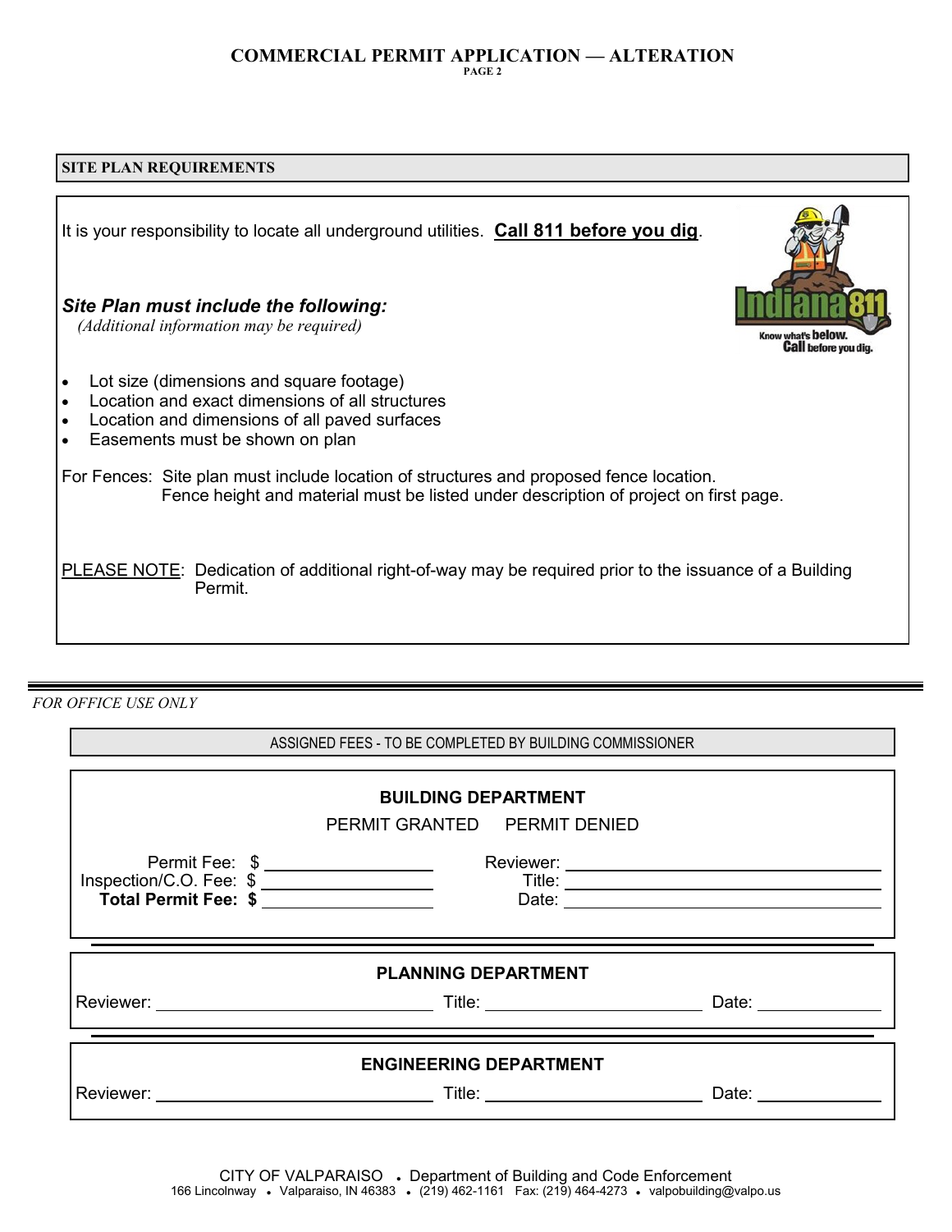## COMMERCIAL PERMIT APPLICATION — ALTERATION

PAGE 2

### SITE PLAN REQUIREMENTS

It is your responsibility to locate all underground utilities. **Call 811 before you dig**.

***Site Plan must include the following:***

*(Additional information may be required)*

- Lot size (dimensions and square footage)
- Location and exact dimensions of all structures
- Location and dimensions of all paved surfaces
- Easements must be shown on plan

For Fences: Site plan must include location of structures and proposed fence location. Fence height and material must be listed under description of project on first page.

PLEASE NOTE: Dedication of additional right-of-way may be required prior to the issuance of a Building Permit.

---

*FOR OFFICE USE ONLY*

ASSIGNED FEES - TO BE COMPLETED BY BUILDING COMMISSIONER

**BUILDING DEPARTMENT**

PERMIT GRANTED PERMIT DENIED

Permit Fee: $ ______________ Reviewer: ______________

Inspection/C.O. Fee: $ ______________ Title: ______________

**Total Permit Fee: $** ______________ Date: ______________

**PLANNING DEPARTMENT**

Reviewer: ______________ Title: ______________ Date: ______________

**ENGINEERING DEPARTMENT**

Reviewer: ______________ Title: ______________ Date: ______________

CITY OF VALPARAISO • Department of Building and Code Enforcement

166 Lincolnway • Valparaiso, IN 46383 • (219) 462-1161 Fax: (219) 464-4273 • valpobuilding@valpo.us